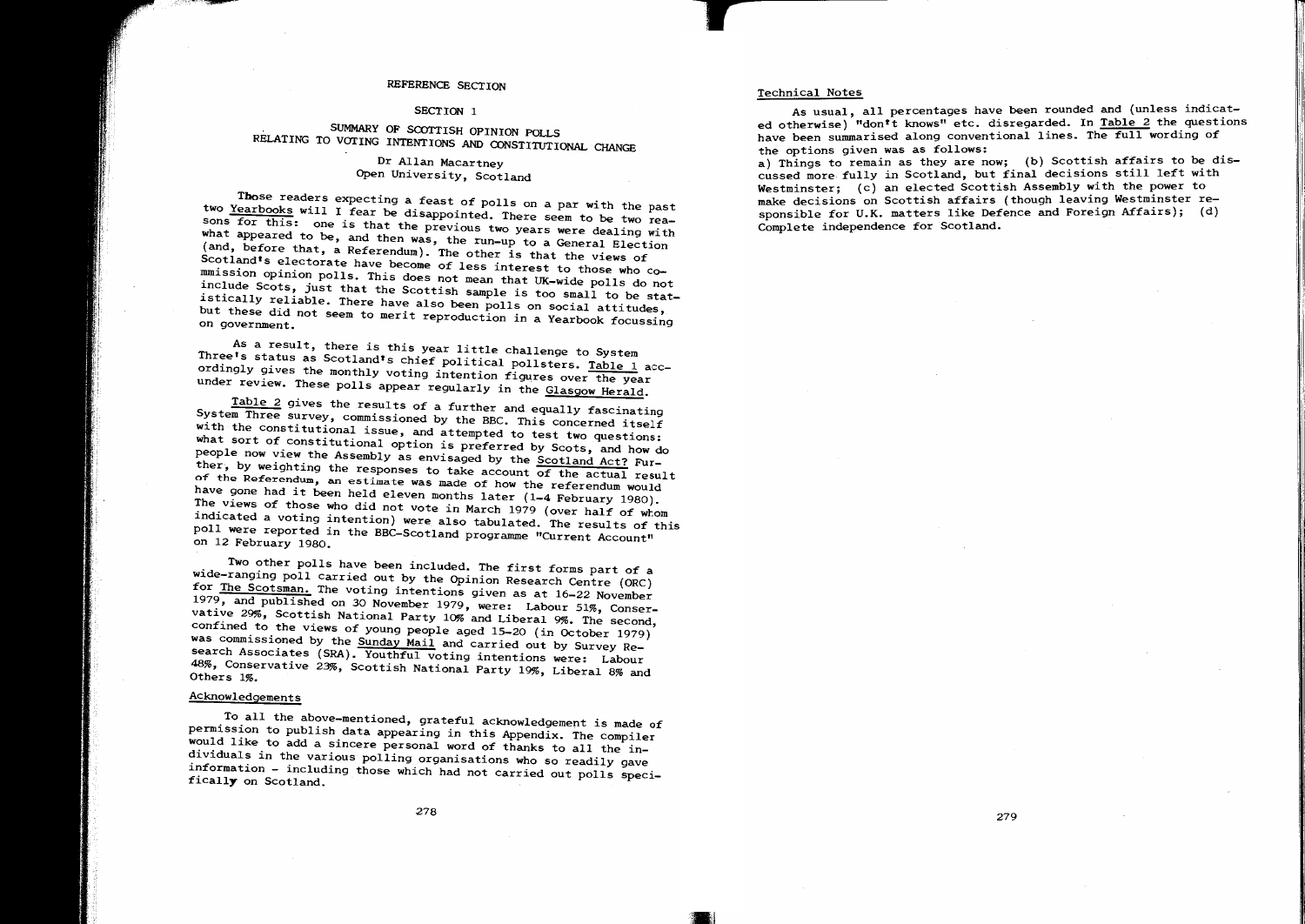REFERENCE SECTION

# SECTION 1

## SUMMARY OF SCOTTISH OPINION POLLS RELATING TO VOTING INTENTIONS AND CONSTITUTIONAL CHANGE

Dr Allan Macartney
Open University, Scotland

Those readers expecting a feast of polls on a par with the past two Yearbooks will I fear be disappointed. There seem to be two reasons for this: one is that the previous two years were dealing with what appeared to be, and then was, the run-up to a General Election (and, before that, a Referendum). The other is that the views of Scotland's electorate have become of less interest to those who commission opinion polls. This does not mean that UK-wide polls do not include Scots, just that the Scottish sample is too small to be statistically reliable. There have also been polls on social attitudes, but these did not seem to merit reproduction in a Yearbook focussing on government.

As a result, there is this year little challenge to System Three's status as Scotland's chief political pollsters. Table 1 accordingly gives the monthly voting intention figures over the year under review. These polls appear regularly in the Glasgow Herald.

Table 2 gives the results of a further and equally fascinating System Three survey, commissioned by the BBC. This concerned itself with the constitutional issue, and attempted to test two questions: what sort of constitutional option is preferred by Scots, and how do people now view the Assembly as envisaged by the Scotland Act? Further, by weighting the responses to take account of the actual result of the Referendum, an estimate was made of how the referendum would have gone had it been held eleven months later (1-4 February 1980). The views of those who did not vote in March 1979 (over half of whom indicated a voting intention) were also tabulated. The results of this poll were reported in the BBC-Scotland programme "Current Account" on 12 February 1980.

Two other polls have been included. The first forms part of a wide-ranging poll carried out by the Opinion Research Centre (ORC) for The Scotsman. The voting intentions given as at 16-22 November 1979, and published on 30 November 1979, were: Labour 51%, Conservative 29%, Scottish National Party 10% and Liberal 9%. The second, confined to the views of young people aged 15-20 (in October 1979) was commissioned by the Sunday Mail and carried out by Survey Research Associates (SRA). Youthful voting intentions were: Labour 48%, Conservative 23%, Scottish National Party 19%, Liberal 8% and Others 1%.

### Acknowledgements

To all the above-mentioned, grateful acknowledgement is made of permission to publish data appearing in this Appendix. The compiler would like to add a sincere personal word of thanks to all the individuals in the various polling organisations who so readily gave information - including those which had not carried out polls specifically on Scotland.

### Technical Notes

As usual, all percentages have been rounded and (unless indicated otherwise) "don't knows" etc. disregarded. In Table 2 the questions have been summarised along conventional lines. The full wording of the options given was as follows:
a) Things to remain as they are now; (b) Scottish affairs to be discussed more fully in Scotland, but final decisions still left with Westminster; (c) an elected Scottish Assembly with the power to make decisions on Scottish affairs (though leaving Westminster responsible for U.K. matters like Defence and Foreign Affairs); (d) Complete independence for Scotland.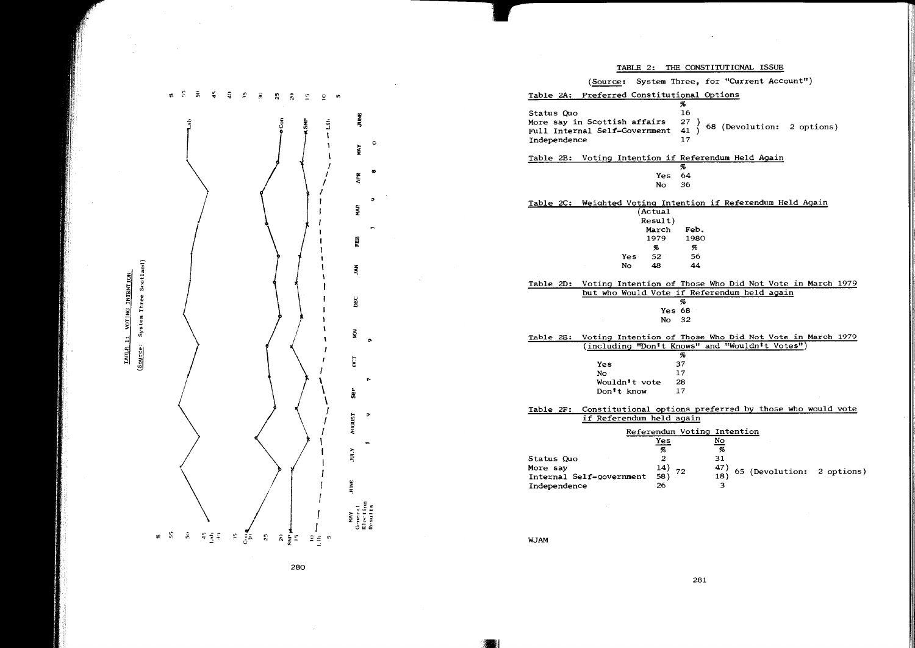TABLE 1: VOTING INTENTION

(Source: System Three Scotland)

% 55 50 45 40 35 30 25 20 15 10 5

Lab Con SNP Lib

MAY General Election Results JUNE JULY AUGUST SEP OCT NOV DEC JAN FEB MAR APR MAY JUNE

1 9 7 9 1 9 8 0

## TABLE 2: THE CONSTITUTIONAL ISSUE

(Source: System Three, for "Current Account")

### Table 2A: Preferred Constitutional Options

| | % | |
|---|---|---|
| Status Quo | 16 | |
| More say in Scottish affairs | 27 ) | 68 (Devolution: 2 options) |
| Full Internal Self-Government | 41 ) | |
| Independence | 17 | |

### Table 2B: Voting Intention if Referendum Held Again

| | % |
|---|---|
| Yes | 64 |
| No | 36 |

### Table 2C: Weighted Voting Intention if Referendum Held Again

| | (Actual Result) March 1979 | Feb. 1980 |
|---|---|---|
| | % | % |
| Yes | 52 | 56 |
| No | 48 | 44 |

### Table 2D: Voting Intention of Those Who Did Not Vote in March 1979 but who Would Vote if Referendum held again

| | % |
|---|---|
| Yes | 68 |
| No | 32 |

### Table 2E: Voting Intention of Those Who Did Not Vote in March 1979 (including "Don't Knows" and "Wouldn't Votes")

| | % |
|---|---|
| Yes | 37 |
| No | 17 |
| Wouldn't vote | 28 |
| Don't know | 17 |

### Table 2F: Constitutional options preferred by those who would vote if Referendum held again

| | Referendum Voting Intention | | | |
|---|---|---|---|---|
| | Yes | | No | |
| | % | | % | |
| Status Quo | 2 | | 31 | |
| More say | 14) | 72 | 47) | 65 (Devolution: 2 options) |
| Internal Self-government | 58) | | 18) | |
| Independence | 26 | | 3 | |

WJAM